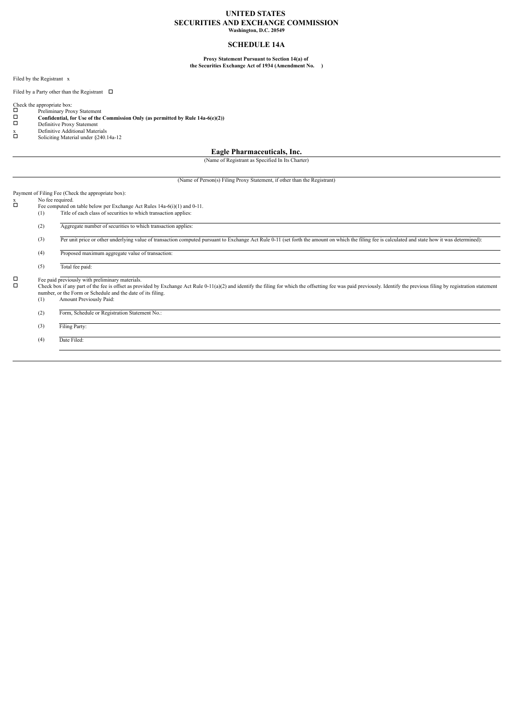# UNITED STATES
# SECURITIES AND EXCHANGE COMMISSION
**Washington, D.C. 20549**

## SCHEDULE 14A

**Proxy Statement Pursuant to Section 14(a) of the Securities Exchange Act of 1934 (Amendment No. )**

Filed by the Registrant x

Filed by a Party other than the Registrant ☐

Check the appropriate box:

☐ Preliminary Proxy Statement
☐ **Confidential, for Use of the Commission Only (as permitted by Rule 14a-6(e)(2))**
☐ Definitive Proxy Statement
x Definitive Additional Materials
☐ Soliciting Material under §240.14a-12

**Eagle Pharmaceuticals, Inc.**

(Name of Registrant as Specified In Its Charter)

(Name of Person(s) Filing Proxy Statement, if other than the Registrant)

Payment of Filing Fee (Check the appropriate box):

x No fee required.
☐ Fee computed on table below per Exchange Act Rules 14a-6(i)(1) and 0-11.

(1) Title of each class of securities to which transaction applies:

(2) Aggregate number of securities to which transaction applies:

(3) Per unit price or other underlying value of transaction computed pursuant to Exchange Act Rule 0-11 (set forth the amount on which the filing fee is calculated and state how it was determined):

(4) Proposed maximum aggregate value of transaction:

(5) Total fee paid:

☐ Fee paid previously with preliminary materials.
☐ Check box if any part of the fee is offset as provided by Exchange Act Rule 0-11(a)(2) and identify the filing for which the offsetting fee was paid previously. Identify the previous filing by registration statement number, or the Form or Schedule and the date of its filing.

(1) Amount Previously Paid:

(2) Form, Schedule or Registration Statement No.:

(3) Filing Party:

(4) Date Filed: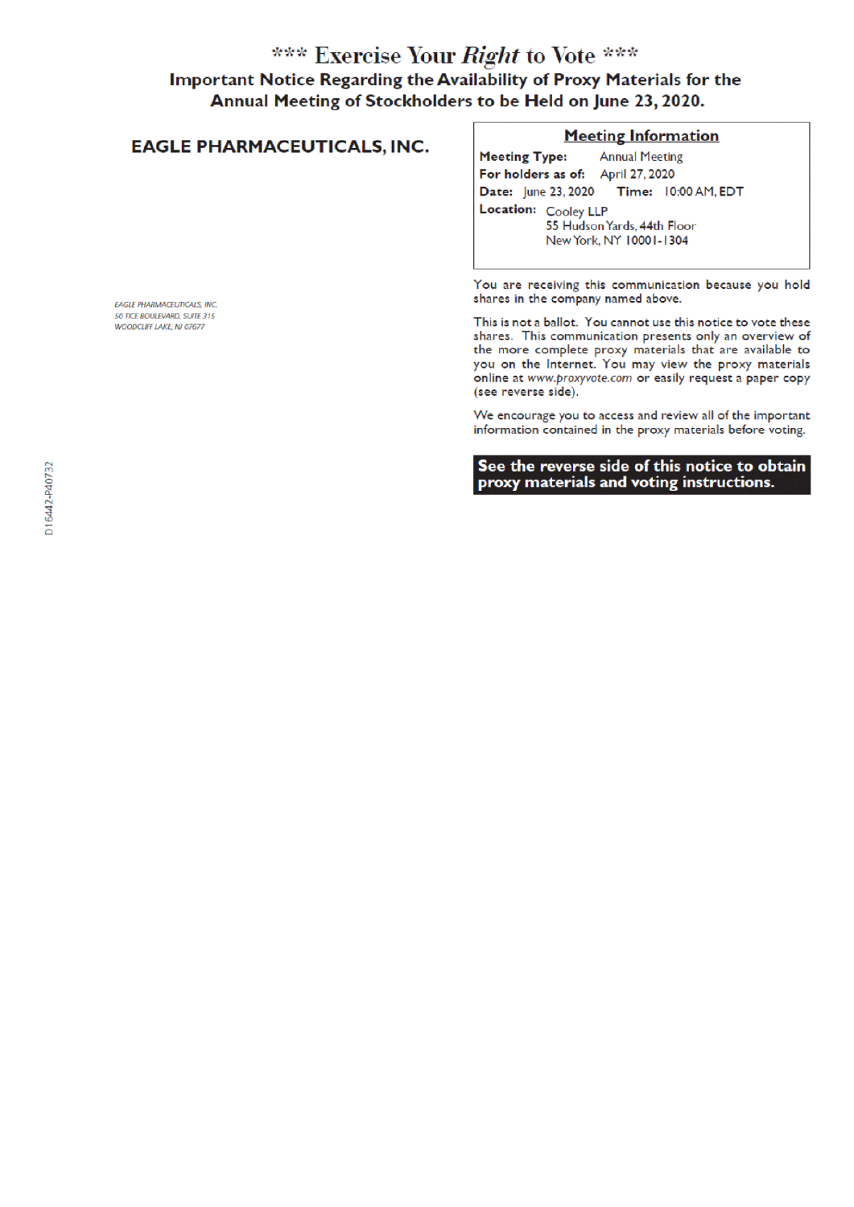# *** Exercise Your *Right* to Vote ***

## Important Notice Regarding the Availability of Proxy Materials for the Annual Meeting of Stockholders to be Held on June 23, 2020.

### EAGLE PHARMACEUTICALS, INC.

EAGLE PHARMACEUTICALS, INC.
50 TICE BOULEVARD, SUITE 315
WOODCLIFF LAKE, NJ 07677

**Meeting Information**

**Meeting Type:** Annual Meeting
**For holders as of:** April 27, 2020
**Date:** June 23, 2020 **Time:** 10:00 AM, EDT
**Location:** Cooley LLP
55 Hudson Yards, 44th Floor
New York, NY 10001-1304

You are receiving this communication because you hold shares in the company named above.

This is not a ballot. You cannot use this notice to vote these shares. This communication presents only an overview of the more complete proxy materials that are available to you on the Internet. You may view the proxy materials online at *www.proxyvote.com* or easily request a paper copy (see reverse side).

We encourage you to access and review all of the important information contained in the proxy materials before voting.

**See the reverse side of this notice to obtain proxy materials and voting instructions.**

D16442-P40732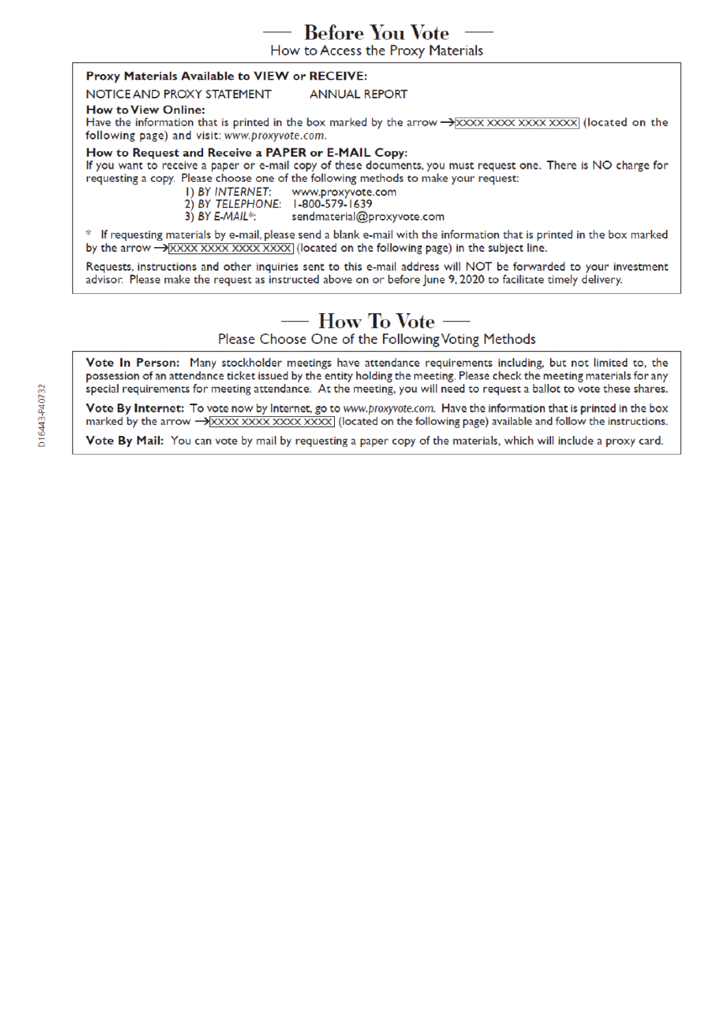## Before You Vote

How to Access the Proxy Materials

**Proxy Materials Available to VIEW or RECEIVE:**

NOTICE AND PROXY STATEMENT ANNUAL REPORT

**How to View Online:**

Have the information that is printed in the box marked by the arrow → XXXX XXXX XXXX XXXX (located on the following page) and visit: *www.proxyvote.com.*

**How to Request and Receive a PAPER or E-MAIL Copy:**

If you want to receive a paper or e-mail copy of these documents, you must request one. There is NO charge for requesting a copy. Please choose one of the following methods to make your request:

1) *BY INTERNET:* www.proxyvote.com
2) *BY TELEPHONE:* 1-800-579-1639
3) *BY E-MAIL*:* sendmaterial@proxyvote.com

* If requesting materials by e-mail, please send a blank e-mail with the information that is printed in the box marked by the arrow → XXXX XXXX XXXX XXXX (located on the following page) in the subject line.

Requests, instructions and other inquiries sent to this e-mail address will NOT be forwarded to your investment advisor. Please make the request as instructed above on or before June 9, 2020 to facilitate timely delivery.

## How To Vote

Please Choose One of the Following Voting Methods

**Vote In Person:** Many stockholder meetings have attendance requirements including, but not limited to, the possession of an attendance ticket issued by the entity holding the meeting. Please check the meeting materials for any special requirements for meeting attendance. At the meeting, you will need to request a ballot to vote these shares.

**Vote By Internet:** To vote now by Internet, go to *www.proxyvote.com.* Have the information that is printed in the box marked by the arrow → XXXX XXXX XXXX XXXX (located on the following page) available and follow the instructions.

**Vote By Mail:** You can vote by mail by requesting a paper copy of the materials, which will include a proxy card.

D16443-P40732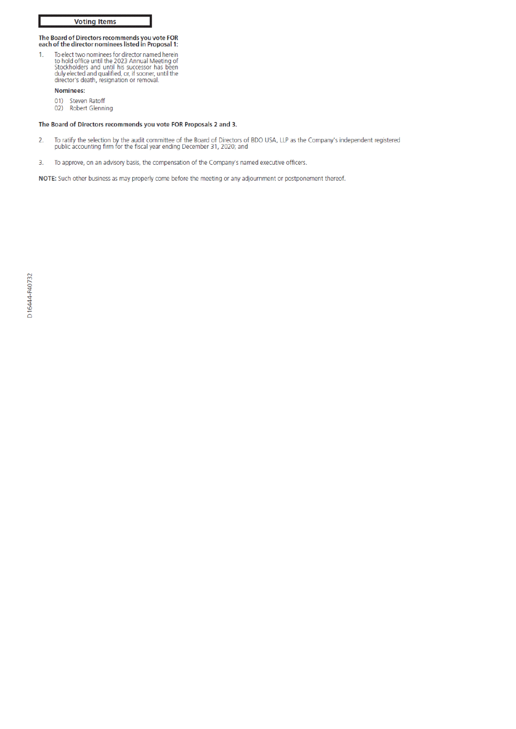## Voting Items

**The Board of Directors recommends you vote FOR each of the director nominees listed in Proposal 1:**

1. To elect two nominees for director named herein to hold office until the 2023 Annual Meeting of Stockholders and until his successor has been duly elected and qualified, or, if sooner, until the director's death, resignation or removal.

   **Nominees:**

   01) Steven Ratoff
   02) Robert Glenning

**The Board of Directors recommends you vote FOR Proposals 2 and 3.**

2. To ratify the selection by the audit committee of the Board of Directors of BDO USA, LLP as the Company's independent registered public accounting firm for the fiscal year ending December 31, 2020; and

3. To approve, on an advisory basis, the compensation of the Company's named executive officers.

**NOTE:** Such other business as may properly come before the meeting or any adjournment or postponement thereof.

D16444-P40732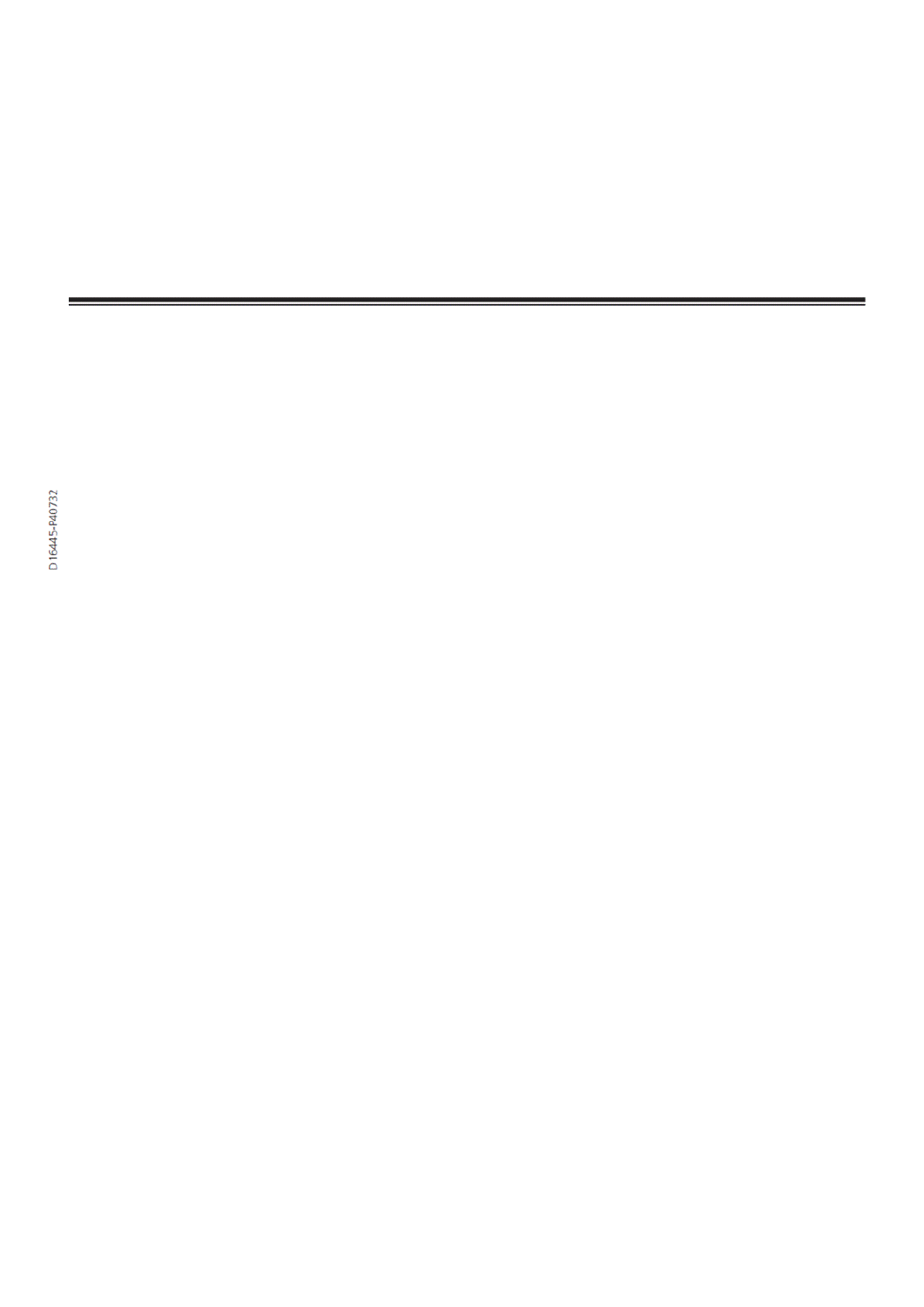D 16445-P40732